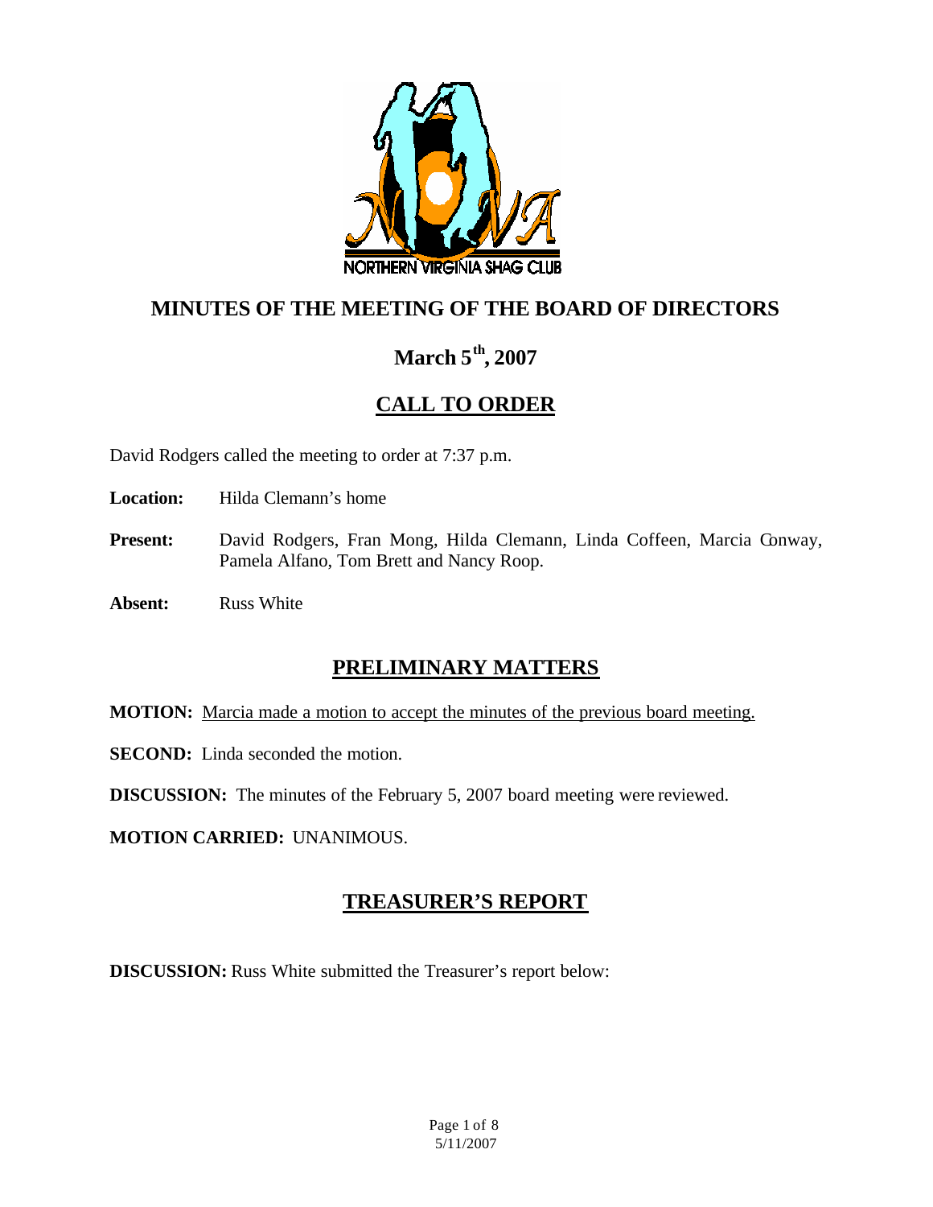NORTHERN VIRGINIA SHAG CLUB

# MINUTES OF THE MEETING OF THE BOARD OF DIRECTORS

## March 5th, 2007

## CALL TO ORDER

David Rodgers called the meeting to order at 7:37 p.m.

**Location:** Hilda Clemann's home

**Present:** David Rodgers, Fran Mong, Hilda Clemann, Linda Coffeen, Marcia Conway, Pamela Alfano, Tom Brett and Nancy Roop.

**Absent:** Russ White

## PRELIMINARY MATTERS

**MOTION:** Marcia made a motion to accept the minutes of the previous board meeting.

**SECOND:** Linda seconded the motion.

**DISCUSSION:** The minutes of the February 5, 2007 board meeting were reviewed.

**MOTION CARRIED:** UNANIMOUS.

## TREASURER'S REPORT

**DISCUSSION:** Russ White submitted the Treasurer's report below: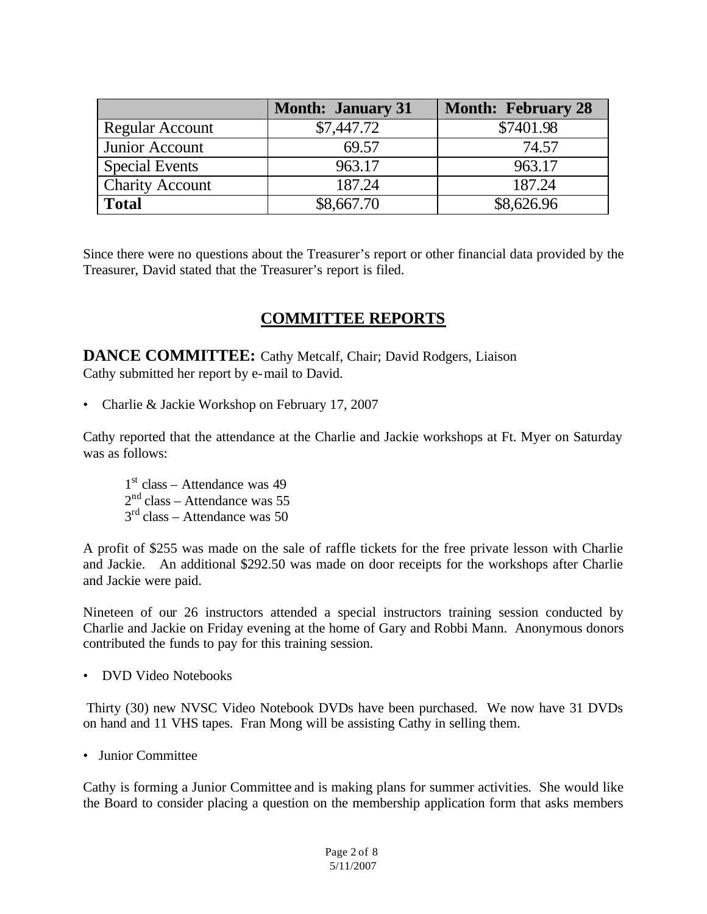| | Month: January 31 | Month: February 28 |
|---|---|---|
| Regular Account | $7,447.72 | $7401.98 |
| Junior Account | 69.57 | 74.57 |
| Special Events | 963.17 | 963.17 |
| Charity Account | 187.24 | 187.24 |
| **Total** | $8,667.70 | $8,626.96 |

Since there were no questions about the Treasurer's report or other financial data provided by the Treasurer, David stated that the Treasurer's report is filed.

## COMMITTEE REPORTS

**DANCE COMMITTEE:** Cathy Metcalf, Chair; David Rodgers, Liaison
Cathy submitted her report by e-mail to David.

- Charlie & Jackie Workshop on February 17, 2007

Cathy reported that the attendance at the Charlie and Jackie workshops at Ft. Myer on Saturday was as follows:

1st class – Attendance was 49
2nd class – Attendance was 55
3rd class – Attendance was 50

A profit of $255 was made on the sale of raffle tickets for the free private lesson with Charlie and Jackie. An additional $292.50 was made on door receipts for the workshops after Charlie and Jackie were paid.

Nineteen of our 26 instructors attended a special instructors training session conducted by Charlie and Jackie on Friday evening at the home of Gary and Robbi Mann. Anonymous donors contributed the funds to pay for this training session.

- DVD Video Notebooks

Thirty (30) new NVSC Video Notebook DVDs have been purchased. We now have 31 DVDs on hand and 11 VHS tapes. Fran Mong will be assisting Cathy in selling them.

- Junior Committee

Cathy is forming a Junior Committee and is making plans for summer activities. She would like the Board to consider placing a question on the membership application form that asks members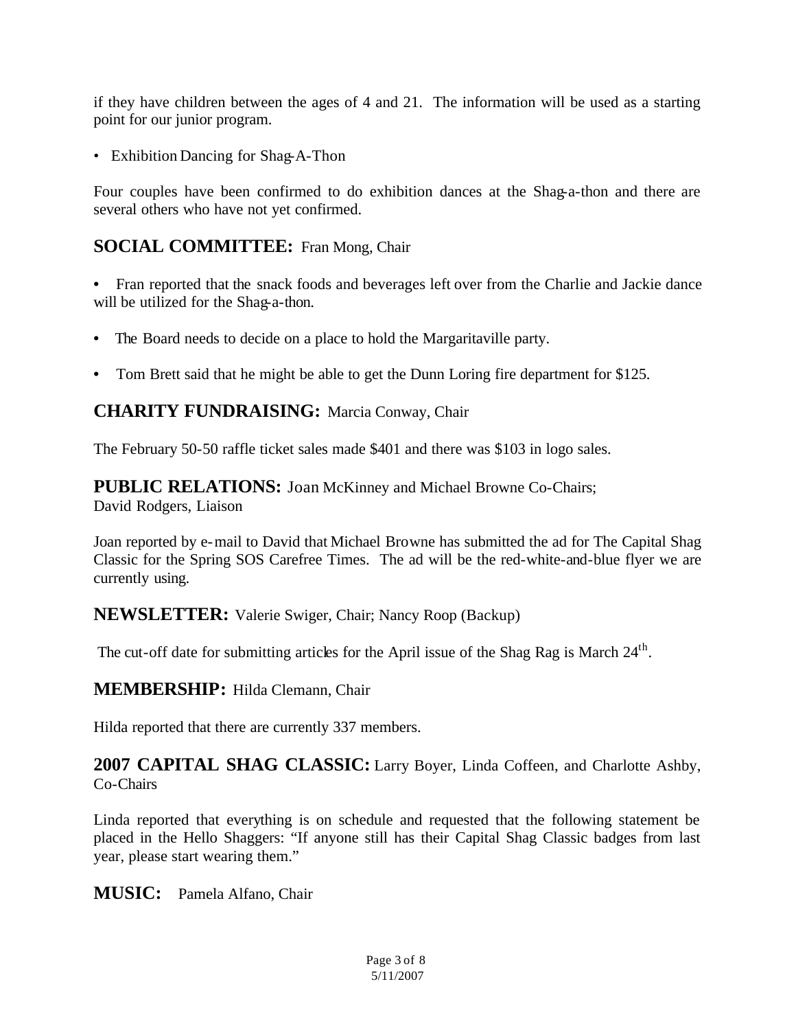if they have children between the ages of 4 and 21. The information will be used as a starting point for our junior program.

- Exhibition Dancing for Shag-A-Thon

Four couples have been confirmed to do exhibition dances at the Shag-a-thon and there are several others who have not yet confirmed.

## SOCIAL COMMITTEE: Fran Mong, Chair

- Fran reported that the snack foods and beverages left over from the Charlie and Jackie dance will be utilized for the Shag-a-thon.
- The Board needs to decide on a place to hold the Margaritaville party.
- Tom Brett said that he might be able to get the Dunn Loring fire department for $125.

## CHARITY FUNDRAISING: Marcia Conway, Chair

The February 50-50 raffle ticket sales made $401 and there was $103 in logo sales.

## PUBLIC RELATIONS: Joan McKinney and Michael Browne Co-Chairs; David Rodgers, Liaison

Joan reported by e-mail to David that Michael Browne has submitted the ad for The Capital Shag Classic for the Spring SOS Carefree Times. The ad will be the red-white-and-blue flyer we are currently using.

## NEWSLETTER: Valerie Swiger, Chair; Nancy Roop (Backup)

The cut-off date for submitting articles for the April issue of the Shag Rag is March 24th.

## MEMBERSHIP: Hilda Clemann, Chair

Hilda reported that there are currently 337 members.

## 2007 CAPITAL SHAG CLASSIC: Larry Boyer, Linda Coffeen, and Charlotte Ashby, Co-Chairs

Linda reported that everything is on schedule and requested that the following statement be placed in the Hello Shaggers: "If anyone still has their Capital Shag Classic badges from last year, please start wearing them."

## MUSIC: Pamela Alfano, Chair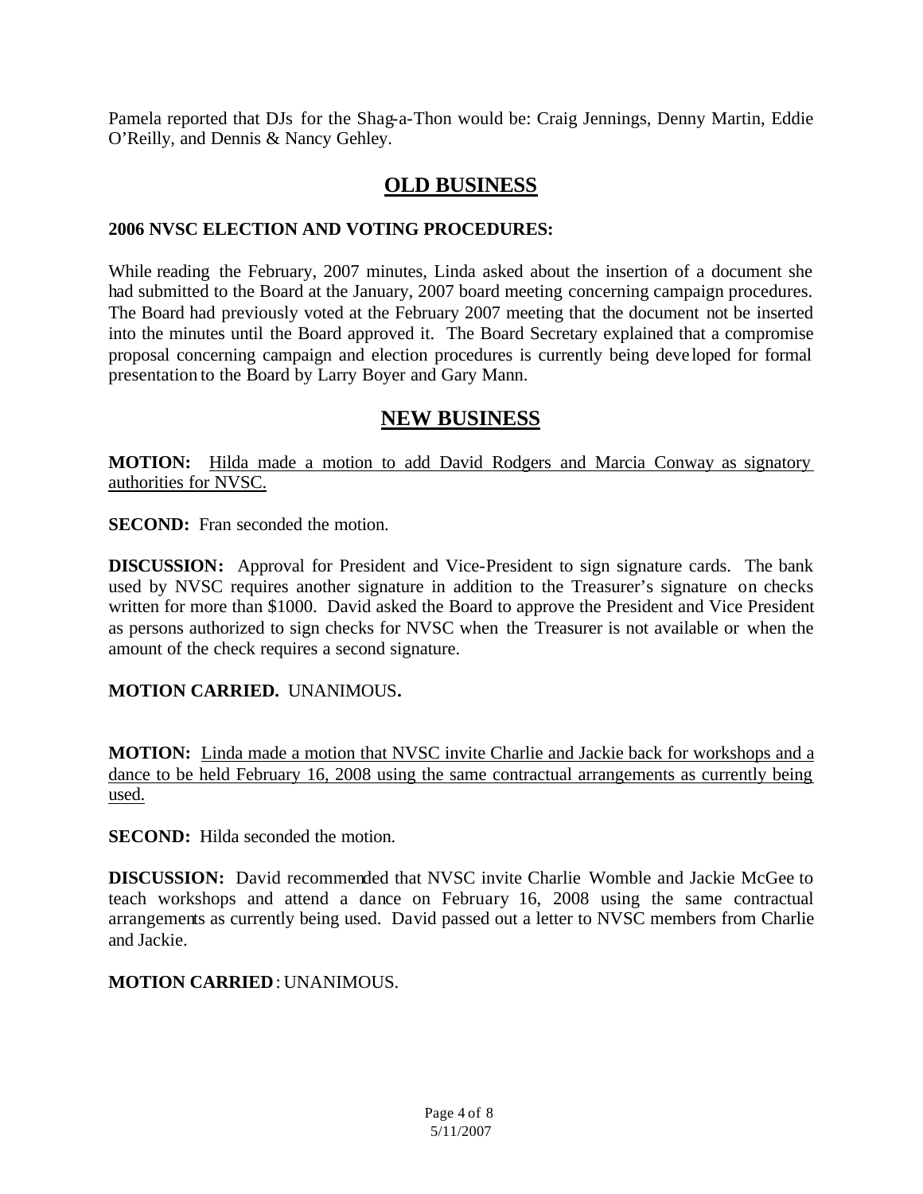Pamela reported that DJs for the Shag-a-Thon would be: Craig Jennings, Denny Martin, Eddie O'Reilly, and Dennis & Nancy Gehley.

## OLD BUSINESS

**2006 NVSC ELECTION AND VOTING PROCEDURES:**

While reading the February, 2007 minutes, Linda asked about the insertion of a document she had submitted to the Board at the January, 2007 board meeting concerning campaign procedures. The Board had previously voted at the February 2007 meeting that the document not be inserted into the minutes until the Board approved it. The Board Secretary explained that a compromise proposal concerning campaign and election procedures is currently being developed for formal presentation to the Board by Larry Boyer and Gary Mann.

## NEW BUSINESS

**MOTION:** <u>Hilda made a motion to add David Rodgers and Marcia Conway as signatory authorities for NVSC.</u>

**SECOND:** Fran seconded the motion.

**DISCUSSION:** Approval for President and Vice-President to sign signature cards. The bank used by NVSC requires another signature in addition to the Treasurer's signature on checks written for more than $1000. David asked the Board to approve the President and Vice President as persons authorized to sign checks for NVSC when the Treasurer is not available or when the amount of the check requires a second signature.

**MOTION CARRIED.** UNANIMOUS**.**

**MOTION:** <u>Linda made a motion that NVSC invite Charlie and Jackie back for workshops and a dance to be held February 16, 2008 using the same contractual arrangements as currently being used.</u>

**SECOND:** Hilda seconded the motion.

**DISCUSSION:** David recommended that NVSC invite Charlie Womble and Jackie McGee to teach workshops and attend a dance on February 16, 2008 using the same contractual arrangements as currently being used. David passed out a letter to NVSC members from Charlie and Jackie.

**MOTION CARRIED**: UNANIMOUS.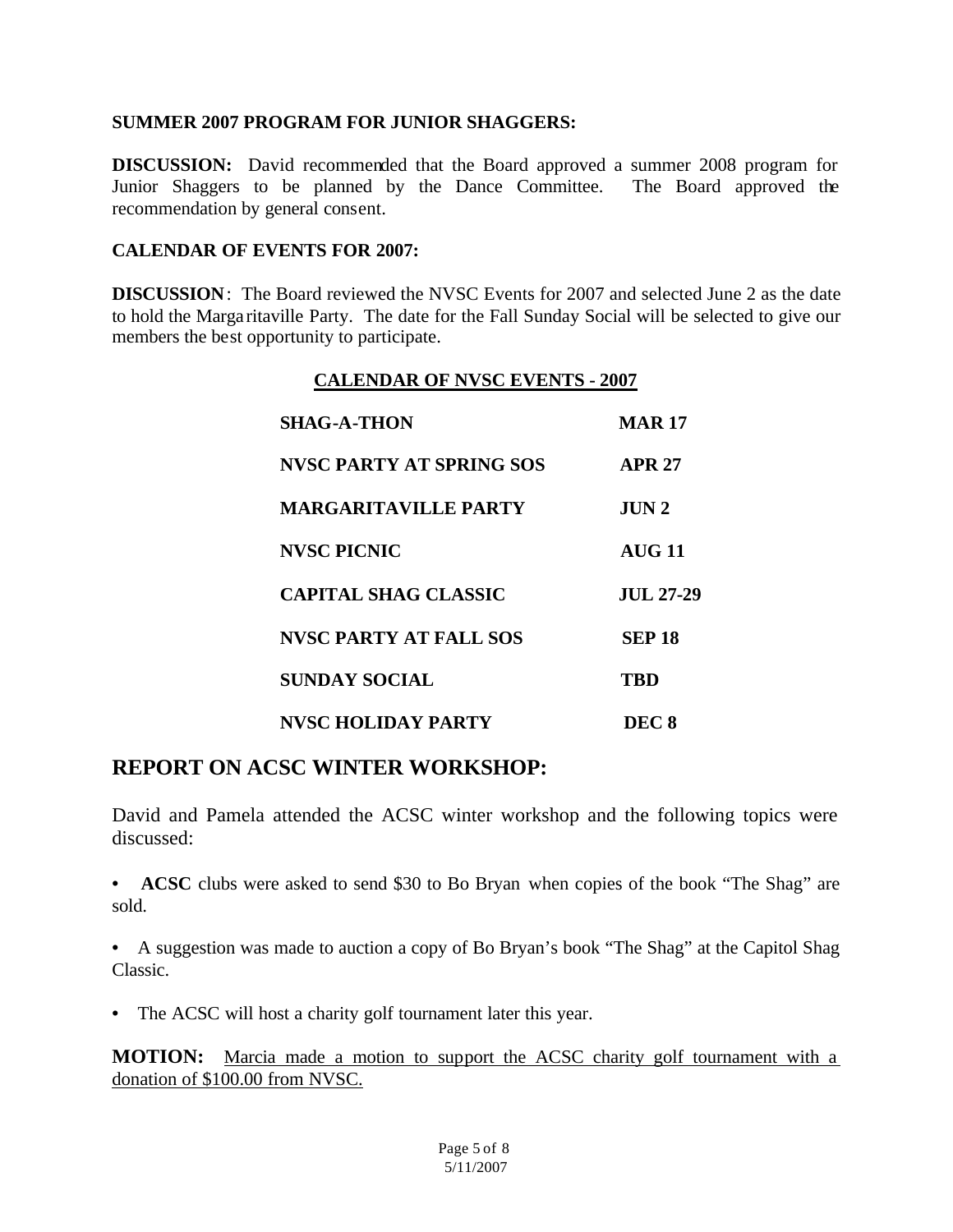**SUMMER 2007 PROGRAM FOR JUNIOR SHAGGERS:**

**DISCUSSION:** David recommended that the Board approved a summer 2008 program for Junior Shaggers to be planned by the Dance Committee. The Board approved the recommendation by general consent.

**CALENDAR OF EVENTS FOR 2007:**

**DISCUSSION**: The Board reviewed the NVSC Events for 2007 and selected June 2 as the date to hold the Margaritaville Party. The date for the Fall Sunday Social will be selected to give our members the best opportunity to participate.

**CALENDAR OF NVSC EVENTS - 2007**

| | |
|---|---|
| **SHAG-A-THON** | **MAR 17** |
| **NVSC PARTY AT SPRING SOS** | **APR 27** |
| **MARGARITAVILLE PARTY** | **JUN 2** |
| **NVSC PICNIC** | **AUG 11** |
| **CAPITAL SHAG CLASSIC** | **JUL 27-29** |
| **NVSC PARTY AT FALL SOS** | **SEP 18** |
| **SUNDAY SOCIAL** | **TBD** |
| **NVSC HOLIDAY PARTY** | **DEC 8** |

## REPORT ON ACSC WINTER WORKSHOP:

David and Pamela attended the ACSC winter workshop and the following topics were discussed:

- **ACSC** clubs were asked to send $30 to Bo Bryan when copies of the book "The Shag" are sold.
- A suggestion was made to auction a copy of Bo Bryan's book "The Shag" at the Capitol Shag Classic.
- The ACSC will host a charity golf tournament later this year.

**MOTION:** Marcia made a motion to support the ACSC charity golf tournament with a donation of $100.00 from NVSC.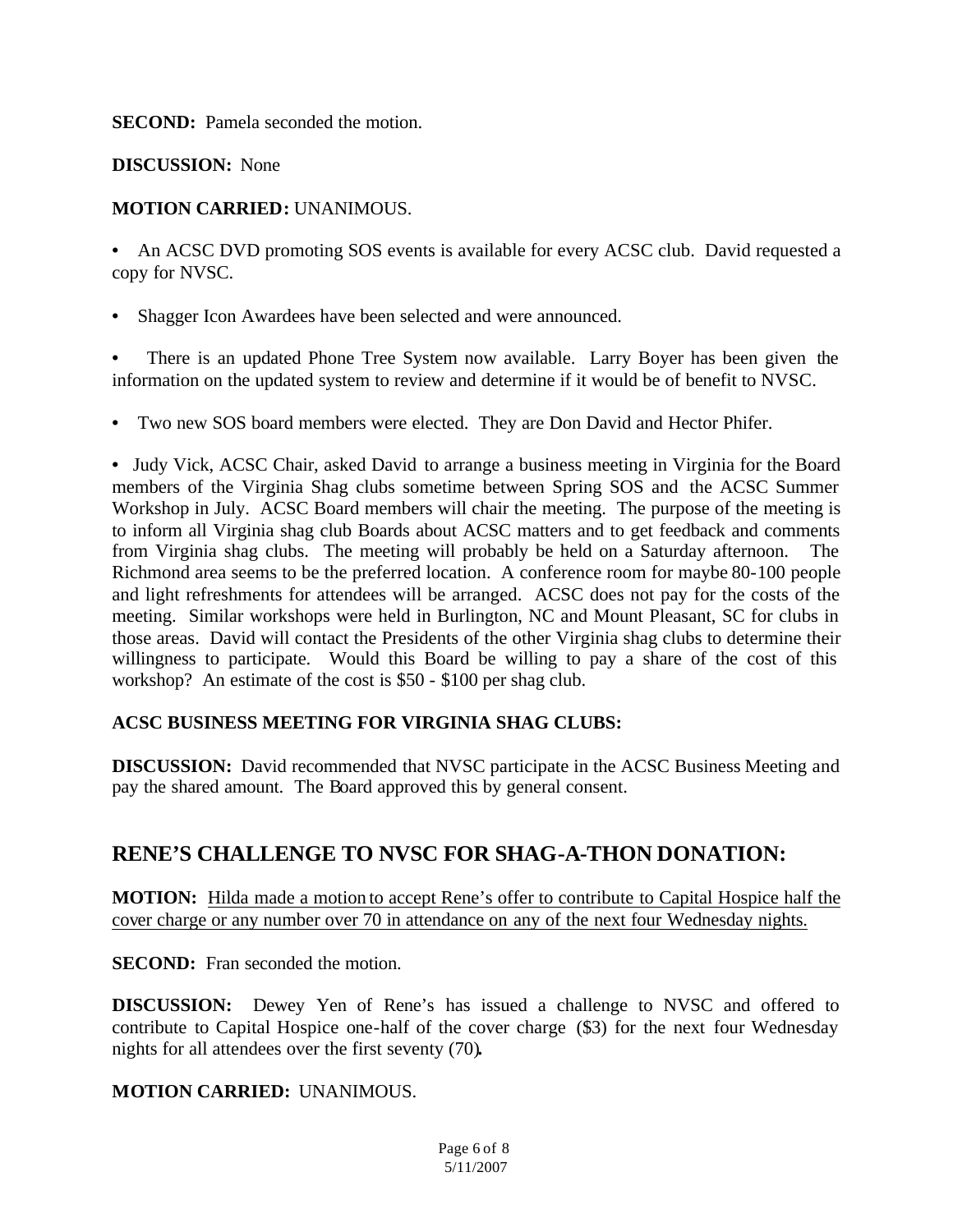**SECOND:** Pamela seconded the motion.

**DISCUSSION:** None

**MOTION CARRIED:** UNANIMOUS.

- An ACSC DVD promoting SOS events is available for every ACSC club. David requested a copy for NVSC.

- Shagger Icon Awardees have been selected and were announced.

- There is an updated Phone Tree System now available. Larry Boyer has been given the information on the updated system to review and determine if it would be of benefit to NVSC.

- Two new SOS board members were elected. They are Don David and Hector Phifer.

- Judy Vick, ACSC Chair, asked David to arrange a business meeting in Virginia for the Board members of the Virginia Shag clubs sometime between Spring SOS and the ACSC Summer Workshop in July. ACSC Board members will chair the meeting. The purpose of the meeting is to inform all Virginia shag club Boards about ACSC matters and to get feedback and comments from Virginia shag clubs. The meeting will probably be held on a Saturday afternoon. The Richmond area seems to be the preferred location. A conference room for maybe 80-100 people and light refreshments for attendees will be arranged. ACSC does not pay for the costs of the meeting. Similar workshops were held in Burlington, NC and Mount Pleasant, SC for clubs in those areas. David will contact the Presidents of the other Virginia shag clubs to determine their willingness to participate. Would this Board be willing to pay a share of the cost of this workshop? An estimate of the cost is $50 - $100 per shag club.

**ACSC BUSINESS MEETING FOR VIRGINIA SHAG CLUBS:**

**DISCUSSION:** David recommended that NVSC participate in the ACSC Business Meeting and pay the shared amount. The Board approved this by general consent.

## RENE'S CHALLENGE TO NVSC FOR SHAG-A-THON DONATION:

**MOTION:** Hilda made a motion to accept Rene's offer to contribute to Capital Hospice half the cover charge or any number over 70 in attendance on any of the next four Wednesday nights.

**SECOND:** Fran seconded the motion.

**DISCUSSION:** Dewey Yen of Rene's has issued a challenge to NVSC and offered to contribute to Capital Hospice one-half of the cover charge ($3) for the next four Wednesday nights for all attendees over the first seventy (70)**.**

**MOTION CARRIED:** UNANIMOUS.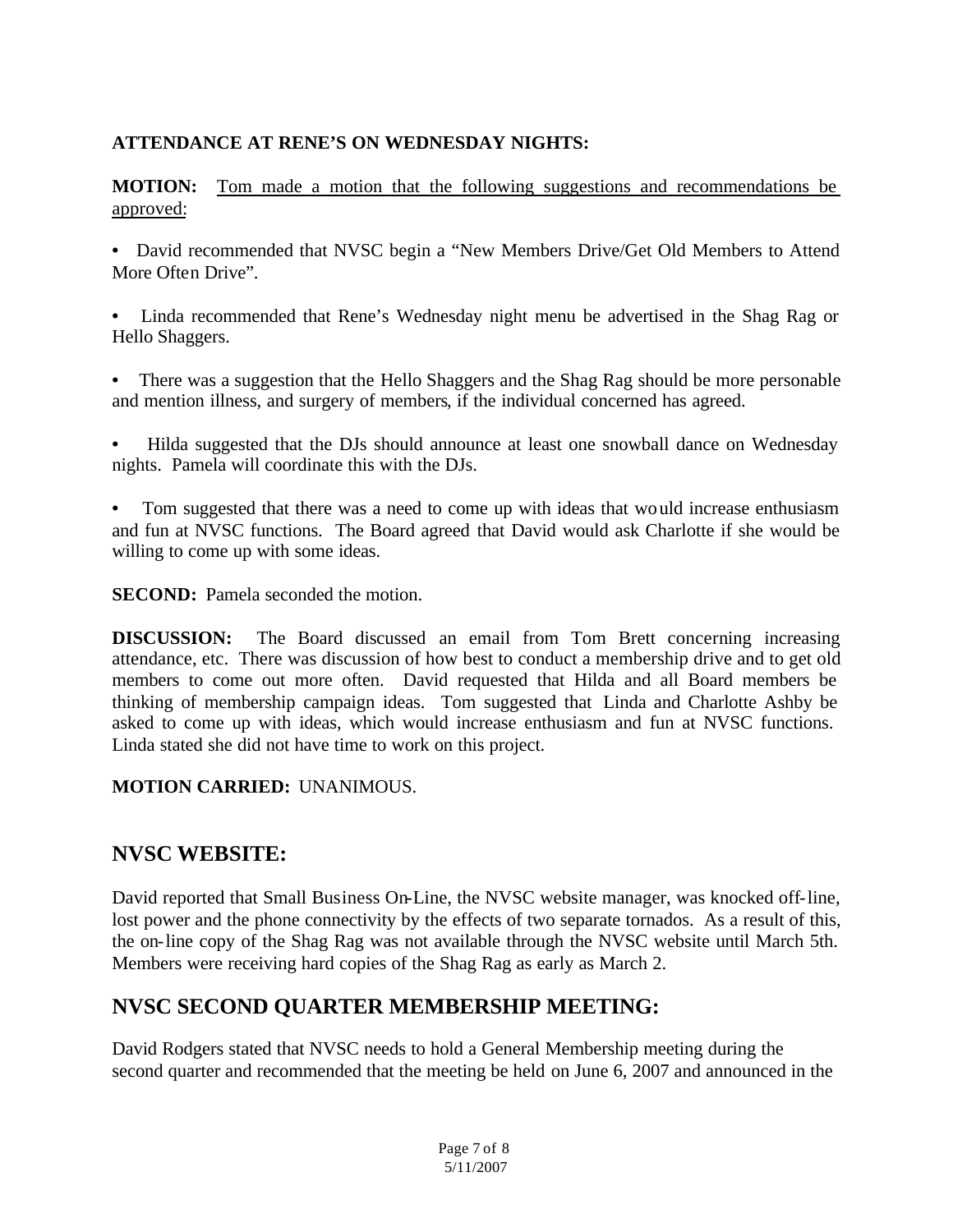**ATTENDANCE AT RENE'S ON WEDNESDAY NIGHTS:**

**MOTION:** Tom made a motion that the following suggestions and recommendations be approved:

- David recommended that NVSC begin a "New Members Drive/Get Old Members to Attend More Often Drive".

- Linda recommended that Rene's Wednesday night menu be advertised in the Shag Rag or Hello Shaggers.

- There was a suggestion that the Hello Shaggers and the Shag Rag should be more personable and mention illness, and surgery of members, if the individual concerned has agreed.

- Hilda suggested that the DJs should announce at least one snowball dance on Wednesday nights. Pamela will coordinate this with the DJs.

- Tom suggested that there was a need to come up with ideas that would increase enthusiasm and fun at NVSC functions. The Board agreed that David would ask Charlotte if she would be willing to come up with some ideas.

**SECOND:** Pamela seconded the motion.

**DISCUSSION:** The Board discussed an email from Tom Brett concerning increasing attendance, etc. There was discussion of how best to conduct a membership drive and to get old members to come out more often. David requested that Hilda and all Board members be thinking of membership campaign ideas. Tom suggested that Linda and Charlotte Ashby be asked to come up with ideas, which would increase enthusiasm and fun at NVSC functions. Linda stated she did not have time to work on this project.

**MOTION CARRIED:** UNANIMOUS.

## NVSC WEBSITE:

David reported that Small Business On-Line, the NVSC website manager, was knocked off-line, lost power and the phone connectivity by the effects of two separate tornados. As a result of this, the on-line copy of the Shag Rag was not available through the NVSC website until March 5th. Members were receiving hard copies of the Shag Rag as early as March 2.

## NVSC SECOND QUARTER MEMBERSHIP MEETING:

David Rodgers stated that NVSC needs to hold a General Membership meeting during the second quarter and recommended that the meeting be held on June 6, 2007 and announced in the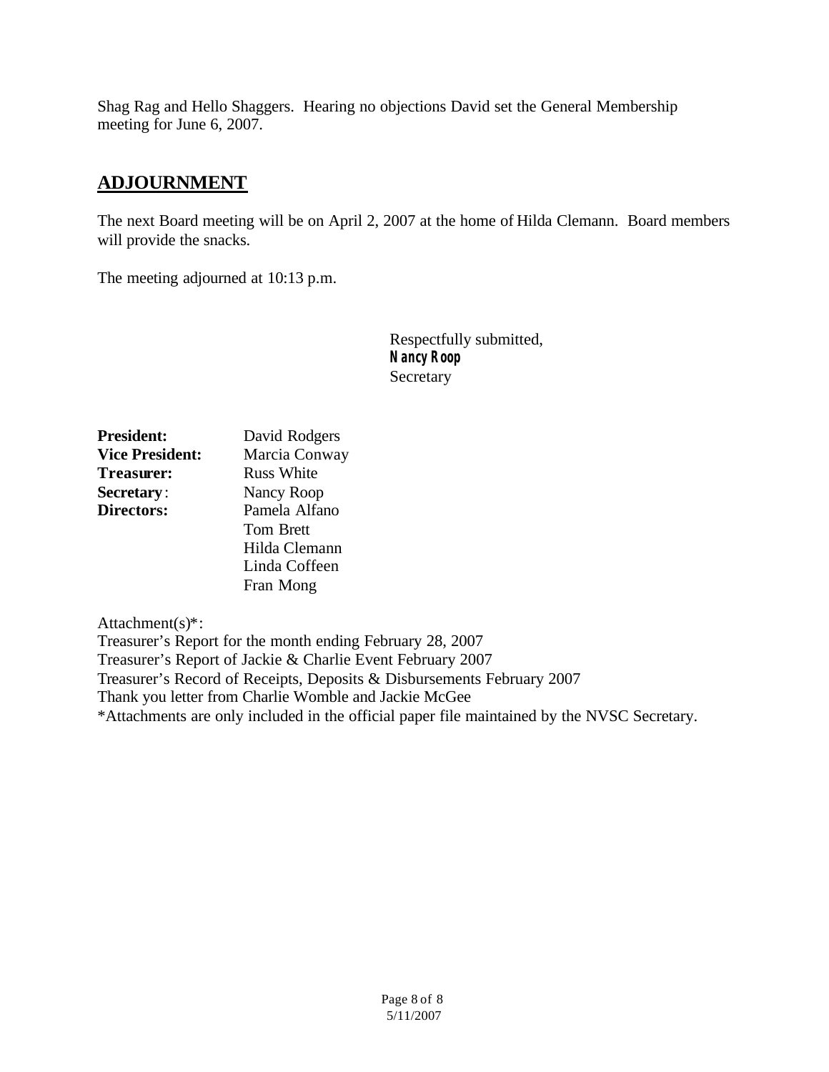Shag Rag and Hello Shaggers. Hearing no objections David set the General Membership meeting for June 6, 2007.

## ADJOURNMENT

The next Board meeting will be on April 2, 2007 at the home of Hilda Clemann. Board members will provide the snacks.

The meeting adjourned at 10:13 p.m.

Respectfully submitted,
**Nancy Roop**
Secretary

| | |
|---|---|
| **President:** | David Rodgers |
| **Vice President:** | Marcia Conway |
| **Treasurer:** | Russ White |
| **Secretary**: | Nancy Roop |
| **Directors:** | Pamela Alfano |
| | Tom Brett |
| | Hilda Clemann |
| | Linda Coffeen |
| | Fran Mong |

Attachment(s)*:
Treasurer's Report for the month ending February 28, 2007
Treasurer's Report of Jackie & Charlie Event February 2007
Treasurer's Record of Receipts, Deposits & Disbursements February 2007
Thank you letter from Charlie Womble and Jackie McGee
*Attachments are only included in the official paper file maintained by the NVSC Secretary.

5/11/2007